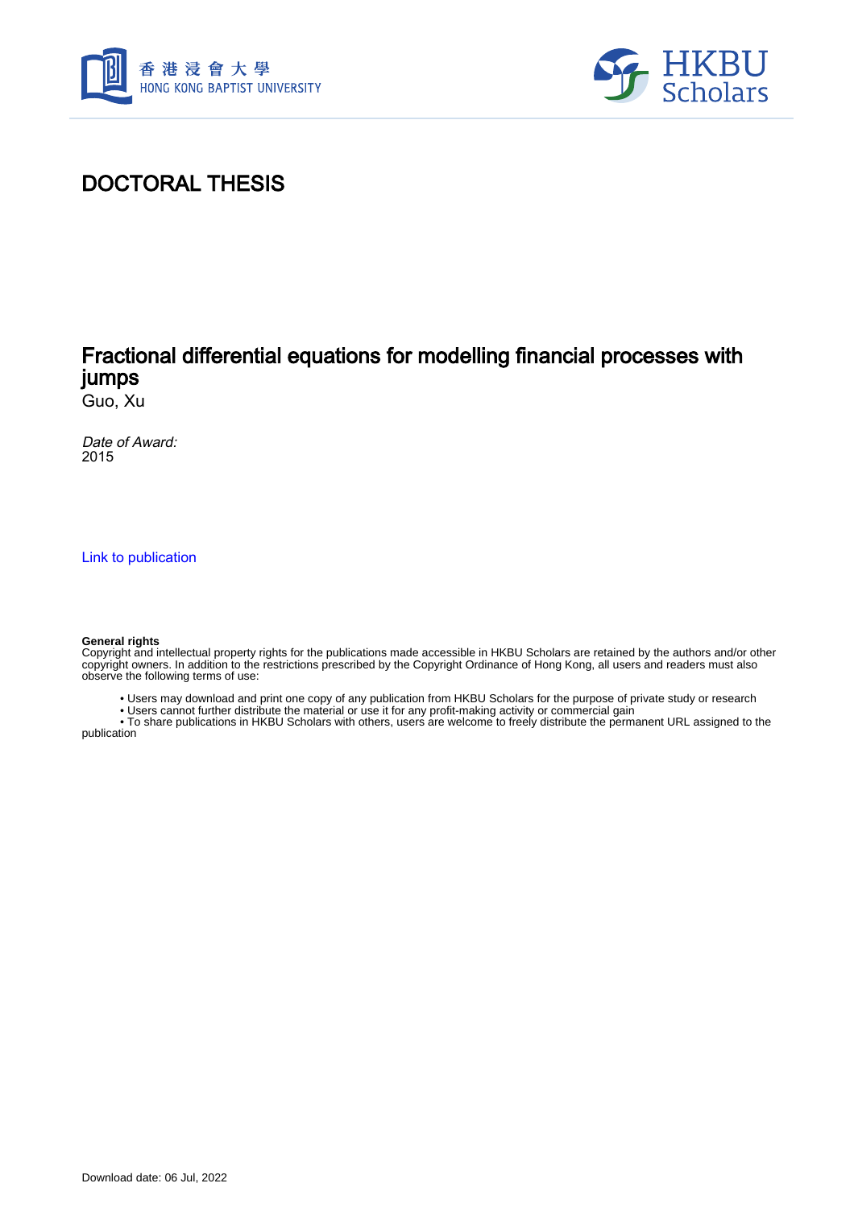# DOCTORAL THESIS

## Fractional differential equations for modelling financial processes with jumps

Guo, Xu

*Date of Award:*
2015

Link to publication

**General rights**
Copyright and intellectual property rights for the publications made accessible in HKBU Scholars are retained by the authors and/or other copyright owners. In addition to the restrictions prescribed by the Copyright Ordinance of Hong Kong, all users and readers must also observe the following terms of use:

- Users may download and print one copy of any publication from HKBU Scholars for the purpose of private study or research
- Users cannot further distribute the material or use it for any profit-making activity or commercial gain
- To share publications in HKBU Scholars with others, users are welcome to freely distribute the permanent URL assigned to the publication

Download date: 06 Jul, 2022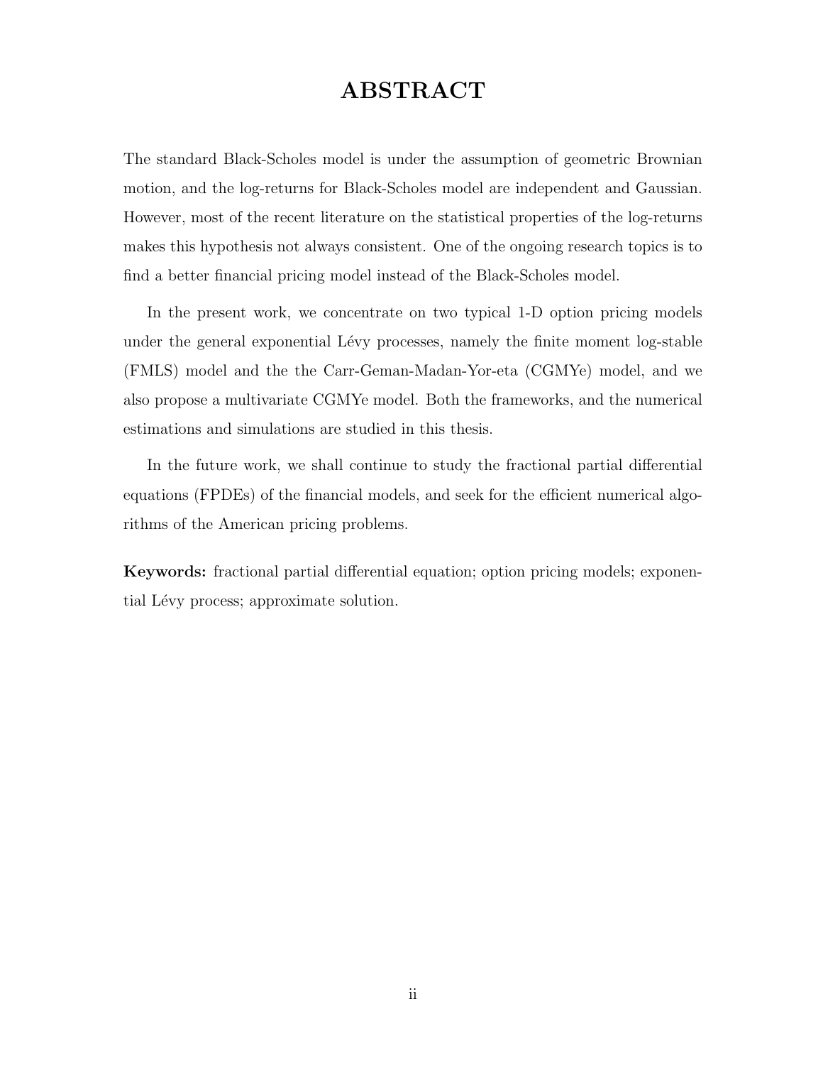# ABSTRACT

The standard Black-Scholes model is under the assumption of geometric Brownian motion, and the log-returns for Black-Scholes model are independent and Gaussian. However, most of the recent literature on the statistical properties of the log-returns makes this hypothesis not always consistent. One of the ongoing research topics is to find a better financial pricing model instead of the Black-Scholes model.

In the present work, we concentrate on two typical 1-D option pricing models under the general exponential Lévy processes, namely the finite moment log-stable (FMLS) model and the the Carr-Geman-Madan-Yor-eta (CGMYe) model, and we also propose a multivariate CGMYe model. Both the frameworks, and the numerical estimations and simulations are studied in this thesis.

In the future work, we shall continue to study the fractional partial differential equations (FPDEs) of the financial models, and seek for the efficient numerical algorithms of the American pricing problems.

**Keywords:** fractional partial differential equation; option pricing models; exponential Lévy process; approximate solution.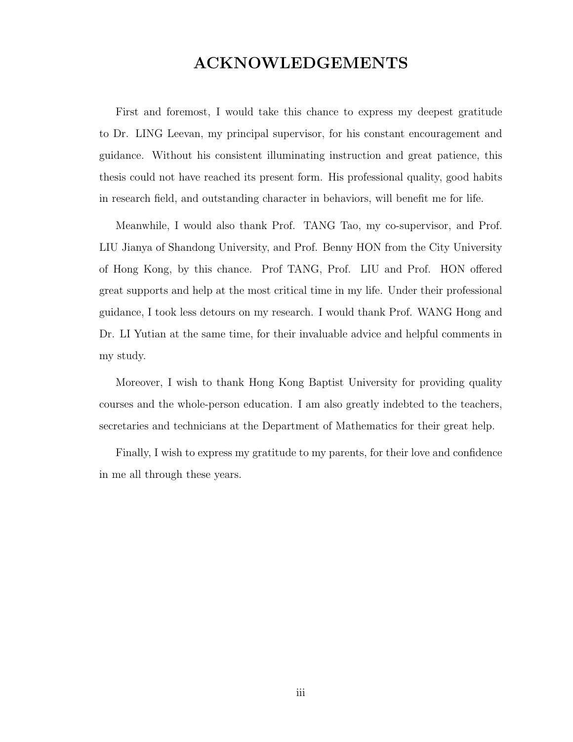# ACKNOWLEDGEMENTS

First and foremost, I would take this chance to express my deepest gratitude to Dr. LING Leevan, my principal supervisor, for his constant encouragement and guidance. Without his consistent illuminating instruction and great patience, this thesis could not have reached its present form. His professional quality, good habits in research field, and outstanding character in behaviors, will benefit me for life.

Meanwhile, I would also thank Prof. TANG Tao, my co-supervisor, and Prof. LIU Jianya of Shandong University, and Prof. Benny HON from the City University of Hong Kong, by this chance. Prof TANG, Prof. LIU and Prof. HON offered great supports and help at the most critical time in my life. Under their professional guidance, I took less detours on my research. I would thank Prof. WANG Hong and Dr. LI Yutian at the same time, for their invaluable advice and helpful comments in my study.

Moreover, I wish to thank Hong Kong Baptist University for providing quality courses and the whole-person education. I am also greatly indebted to the teachers, secretaries and technicians at the Department of Mathematics for their great help.

Finally, I wish to express my gratitude to my parents, for their love and confidence in me all through these years.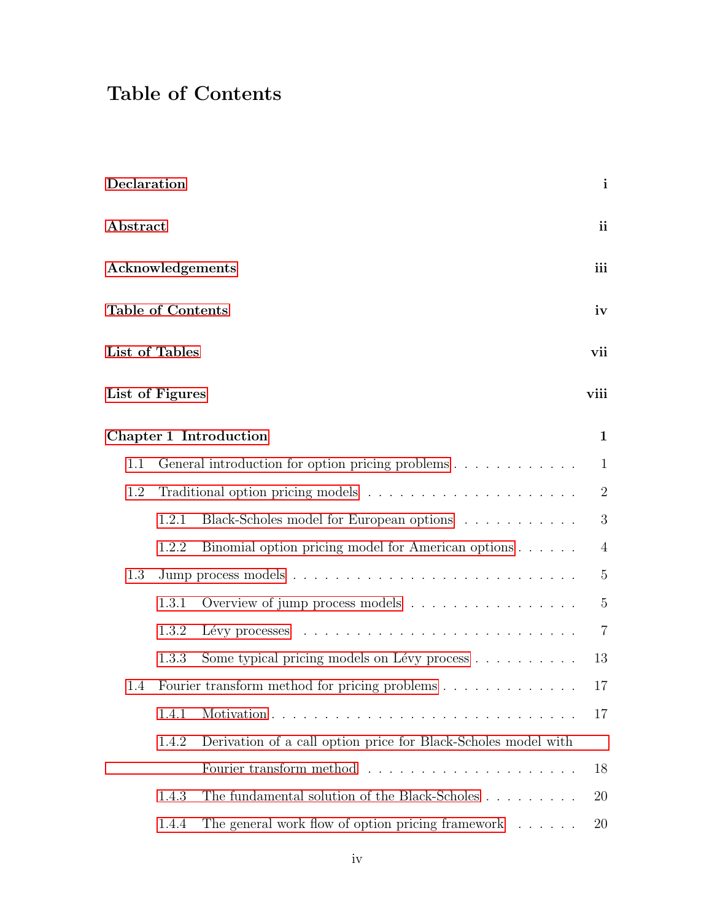# Table of Contents

Declaration i

Abstract ii

Acknowledgements iii

Table of Contents iv

List of Tables vii

List of Figures viii

Chapter 1 Introduction 1

- 1.1 General introduction for option pricing problems . . . . . . . . . . . . 1
- 1.2 Traditional option pricing models . . . . . . . . . . . . . . . . . . . . . 2
  - 1.2.1 Black-Scholes model for European options . . . . . . . . . . . 3
  - 1.2.2 Binomial option pricing model for American options . . . . . . 4
- 1.3 Jump process models . . . . . . . . . . . . . . . . . . . . . . . . . . . 5
  - 1.3.1 Overview of jump process models . . . . . . . . . . . . . . . . 5
  - 1.3.2 Lévy processes . . . . . . . . . . . . . . . . . . . . . . . . . . 7
  - 1.3.3 Some typical pricing models on Lévy process . . . . . . . . . . 13
- 1.4 Fourier transform method for pricing problems . . . . . . . . . . . . . 17
  - 1.4.1 Motivation . . . . . . . . . . . . . . . . . . . . . . . . . . . . 17
  - 1.4.2 Derivation of a call option price for Black-Scholes model with Fourier transform method . . . . . . . . . . . . . . . . . . . . . . 18
  - 1.4.3 The fundamental solution of the Black-Scholes . . . . . . . . . 20
  - 1.4.4 The general work flow of option pricing framework . . . . . . 20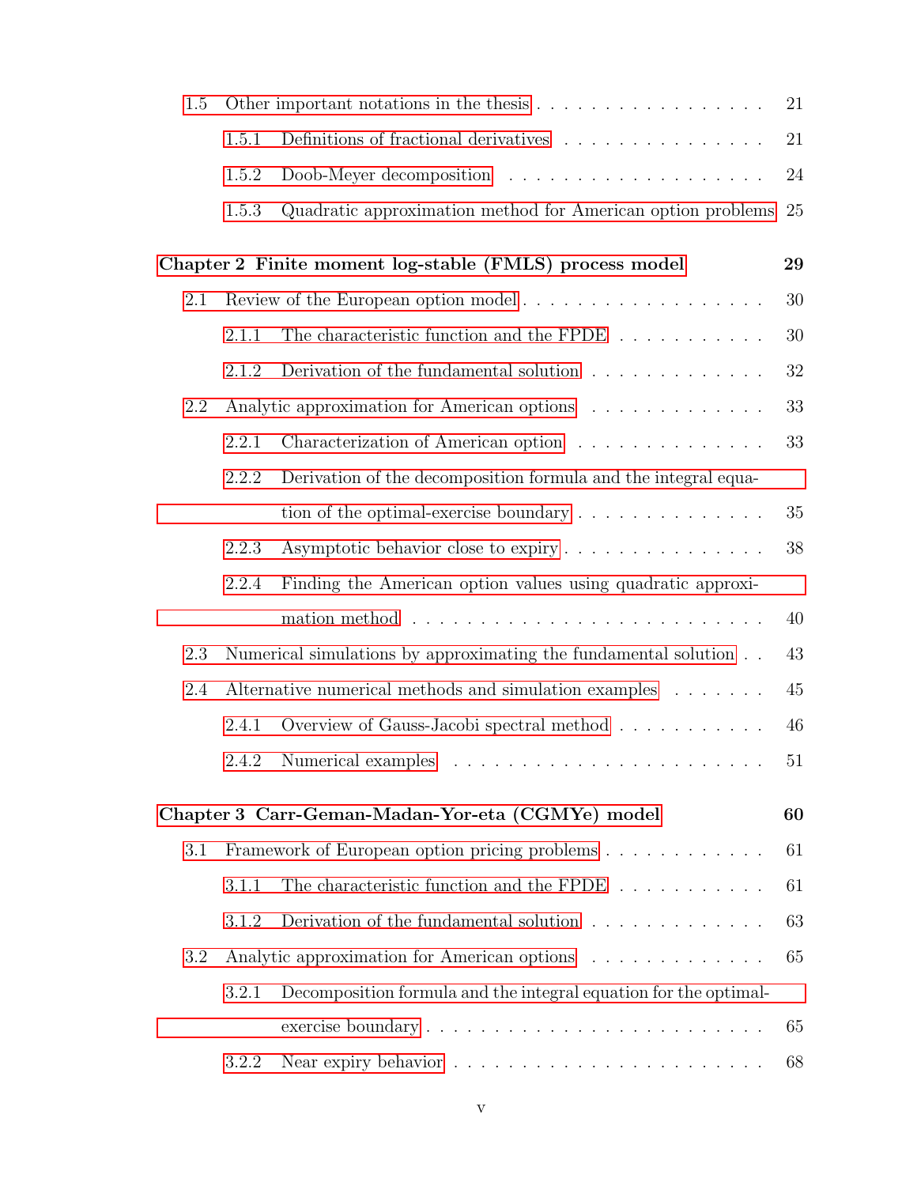- 1.5 Other important notations in the thesis . . . . . . . . . . . . . . . . . . 21
  - 1.5.1 Definitions of fractional derivatives . . . . . . . . . . . . . . . . . 21
  - 1.5.2 Doob-Meyer decomposition . . . . . . . . . . . . . . . . . . . 24
  - 1.5.3 Quadratic approximation method for American option problems 25

**Chapter 2 Finite moment log-stable (FMLS) process model** **29**

- 2.1 Review of the European option model . . . . . . . . . . . . . . . . . . 30
  - 2.1.1 The characteristic function and the FPDE . . . . . . . . . . . 30
  - 2.1.2 Derivation of the fundamental solution . . . . . . . . . . . . . . 32
- 2.2 Analytic approximation for American options . . . . . . . . . . . . . 33
  - 2.2.1 Characterization of American option . . . . . . . . . . . . . . 33
  - 2.2.2 Derivation of the decomposition formula and the integral equation of the optimal-exercise boundary . . . . . . . . . . . . . . 35
  - 2.2.3 Asymptotic behavior close to expiry . . . . . . . . . . . . . . . . 38
  - 2.2.4 Finding the American option values using quadratic approximation method . . . . . . . . . . . . . . . . . . . . . . . . 40
- 2.3 Numerical simulations by approximating the fundamental solution . . 43
- 2.4 Alternative numerical methods and simulation examples . . . . . . . 45
  - 2.4.1 Overview of Gauss-Jacobi spectral method . . . . . . . . . . . 46
  - 2.4.2 Numerical examples . . . . . . . . . . . . . . . . . . . . . . . 51

**Chapter 3 Carr-Geman-Madan-Yor-eta (CGMYe) model** **60**

- 3.1 Framework of European option pricing problems . . . . . . . . . . . . 61
  - 3.1.1 The characteristic function and the FPDE . . . . . . . . . . . 61
  - 3.1.2 Derivation of the fundamental solution . . . . . . . . . . . . . . 63
- 3.2 Analytic approximation for American options . . . . . . . . . . . . . 65
  - 3.2.1 Decomposition formula and the integral equation for the optimal-exercise boundary . . . . . . . . . . . . . . . . . . . . . . . . 65
  - 3.2.2 Near expiry behavior . . . . . . . . . . . . . . . . . . . . . . . 68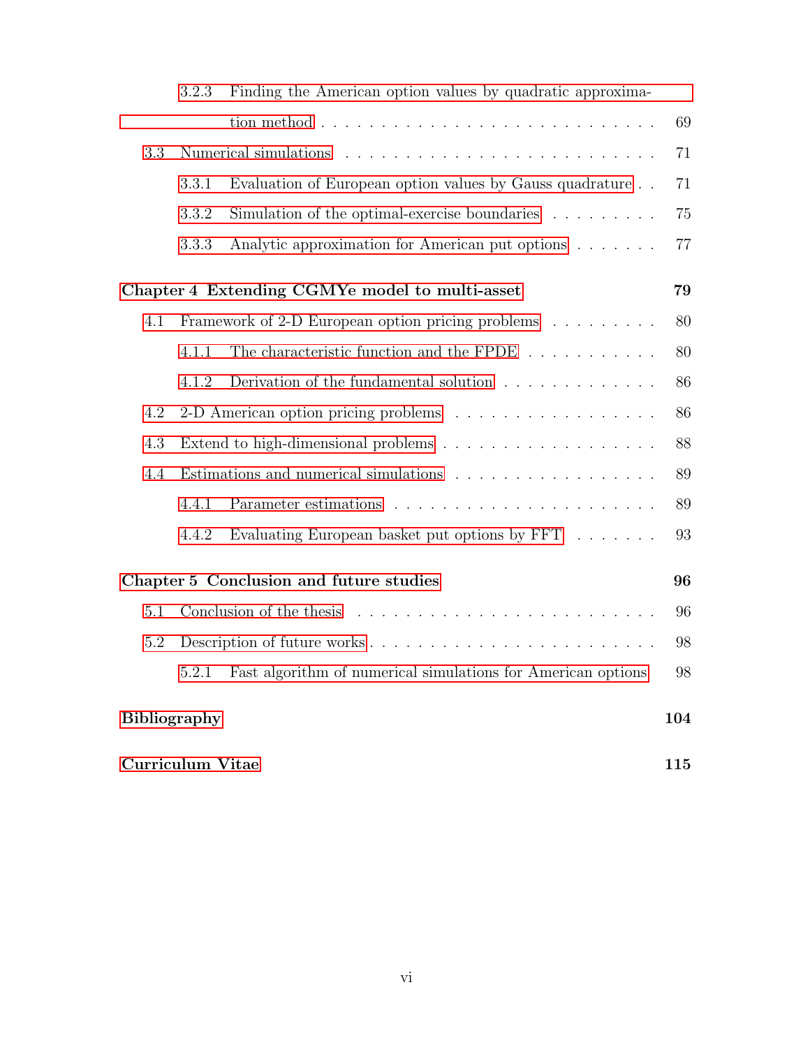3.2.3 Finding the American option values by quadratic approximation method . . . . . . . . . . . . . . . . . . . . . . . . . . . . . 69

3.3 Numerical simulations . . . . . . . . . . . . . . . . . . . . . . . . . 71

3.3.1 Evaluation of European option values by Gauss quadrature . . 71

3.3.2 Simulation of the optimal-exercise boundaries . . . . . . . . . . 75

3.3.3 Analytic approximation for American put options . . . . . . . 77

**Chapter 4 Extending CGMYe model to multi-asset** **79**

4.1 Framework of 2-D European option pricing problems . . . . . . . . . 80

4.1.1 The characteristic function and the FPDE . . . . . . . . . . . 80

4.1.2 Derivation of the fundamental solution . . . . . . . . . . . . . . 86

4.2 2-D American option pricing problems . . . . . . . . . . . . . . . . . 86

4.3 Extend to high-dimensional problems . . . . . . . . . . . . . . . . . . 88

4.4 Estimations and numerical simulations . . . . . . . . . . . . . . . . . 89

4.4.1 Parameter estimations . . . . . . . . . . . . . . . . . . . . . . . 89

4.4.2 Evaluating European basket put options by FFT . . . . . . . 93

**Chapter 5 Conclusion and future studies** **96**

5.1 Conclusion of the thesis . . . . . . . . . . . . . . . . . . . . . . . . . 96

5.2 Description of future works . . . . . . . . . . . . . . . . . . . . . . . . 98

5.2.1 Fast algorithm of numerical simulations for American options 98

**Bibliography** **104**

**Curriculum Vitae** **115**